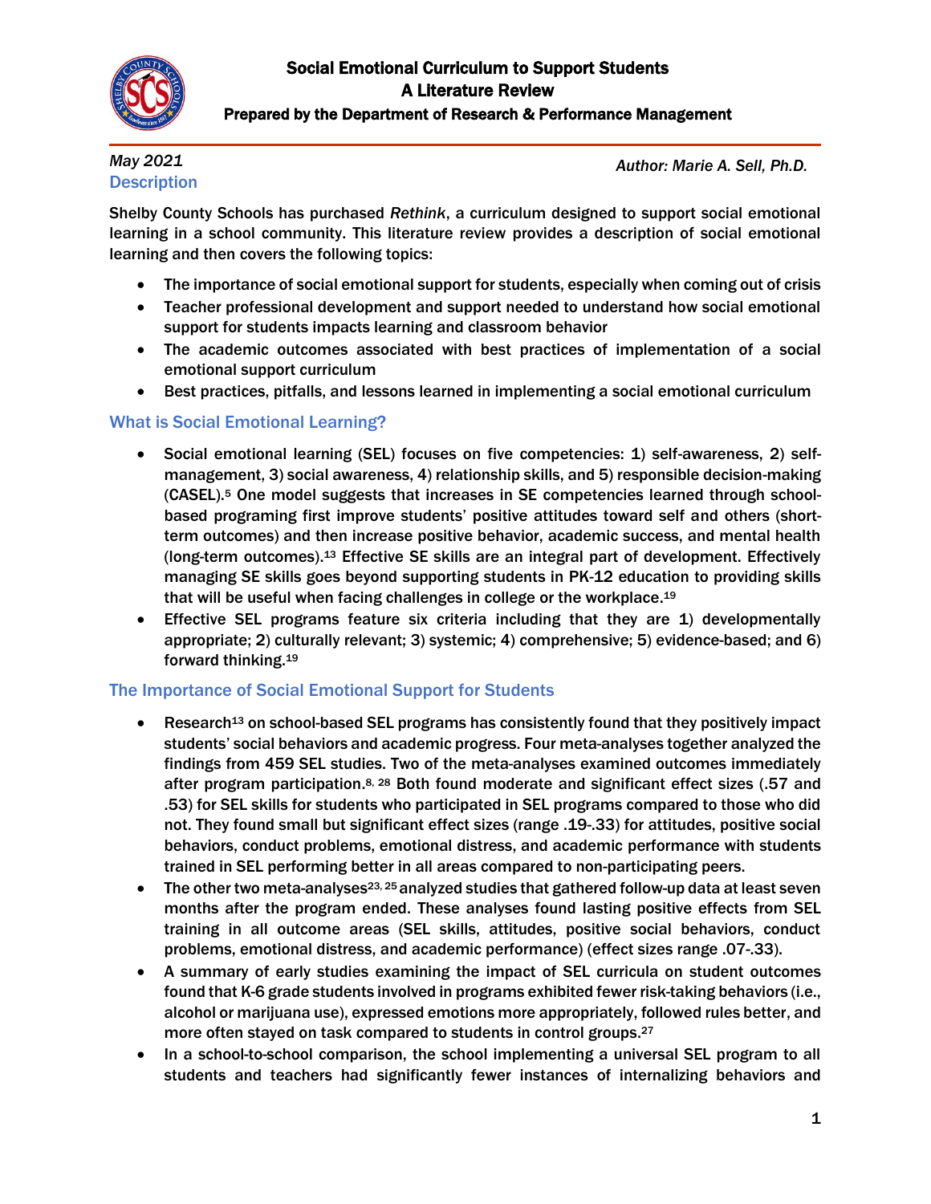# Social Emotional Curriculum to Support Students
## A Literature Review
### Prepared by the Department of Research & Performance Management

*May 2021* *Author: Marie A. Sell, Ph.D.*

## Description

Shelby County Schools has purchased *Rethink*, a curriculum designed to support social emotional learning in a school community. This literature review provides a description of social emotional learning and then covers the following topics:

- The importance of social emotional support for students, especially when coming out of crisis
- Teacher professional development and support needed to understand how social emotional support for students impacts learning and classroom behavior
- The academic outcomes associated with best practices of implementation of a social emotional support curriculum
- Best practices, pitfalls, and lessons learned in implementing a social emotional curriculum

## What is Social Emotional Learning?

- Social emotional learning (SEL) focuses on five competencies: 1) self-awareness, 2) self-management, 3) social awareness, 4) relationship skills, and 5) responsible decision-making (CASEL).[5] One model suggests that increases in SE competencies learned through school-based programing first improve students' positive attitudes toward self and others (short-term outcomes) and then increase positive behavior, academic success, and mental health (long-term outcomes).[13] Effective SE skills are an integral part of development. Effectively managing SE skills goes beyond supporting students in PK-12 education to providing skills that will be useful when facing challenges in college or the workplace.[19]
- Effective SEL programs feature six criteria including that they are 1) developmentally appropriate; 2) culturally relevant; 3) systemic; 4) comprehensive; 5) evidence-based; and 6) forward thinking.[19]

## The Importance of Social Emotional Support for Students

- Research[13] on school-based SEL programs has consistently found that they positively impact students' social behaviors and academic progress. Four meta-analyses together analyzed the findings from 459 SEL studies. Two of the meta-analyses examined outcomes immediately after program participation.[8, 28] Both found moderate and significant effect sizes (.57 and .53) for SEL skills for students who participated in SEL programs compared to those who did not. They found small but significant effect sizes (range .19-.33) for attitudes, positive social behaviors, conduct problems, emotional distress, and academic performance with students trained in SEL performing better in all areas compared to non-participating peers.
- The other two meta-analyses[23, 25] analyzed studies that gathered follow-up data at least seven months after the program ended. These analyses found lasting positive effects from SEL training in all outcome areas (SEL skills, attitudes, positive social behaviors, conduct problems, emotional distress, and academic performance) (effect sizes range .07-.33).
- A summary of early studies examining the impact of SEL curricula on student outcomes found that K-6 grade students involved in programs exhibited fewer risk-taking behaviors (i.e., alcohol or marijuana use), expressed emotions more appropriately, followed rules better, and more often stayed on task compared to students in control groups.[27]
- In a school-to-school comparison, the school implementing a universal SEL program to all students and teachers had significantly fewer instances of internalizing behaviors and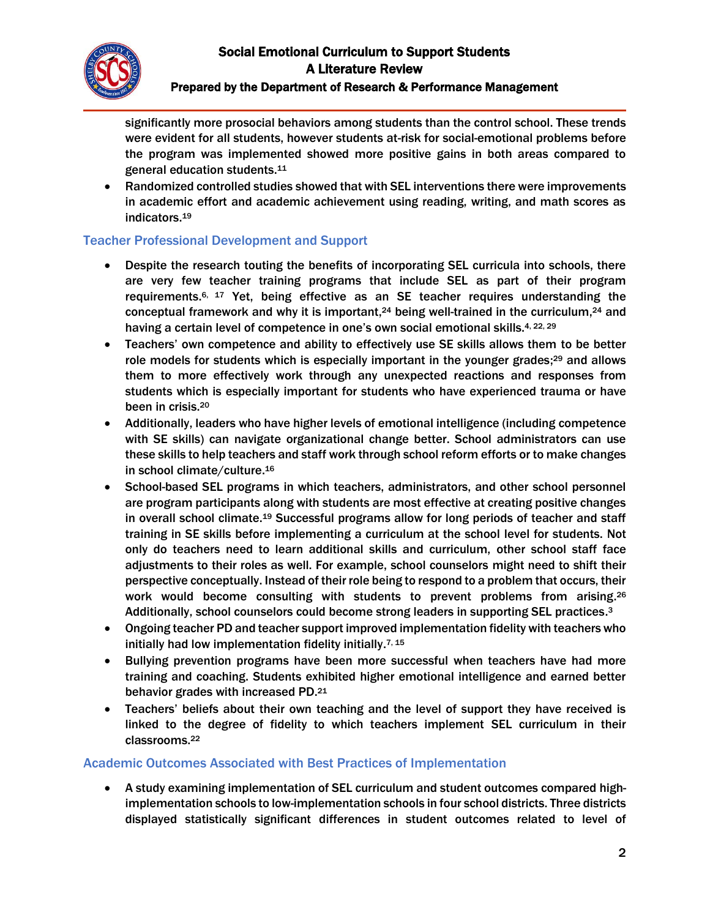significantly more prosocial behaviors among students than the control school. These trends were evident for all students, however students at-risk for social-emotional problems before the program was implemented showed more positive gains in both areas compared to general education students.[11]

- Randomized controlled studies showed that with SEL interventions there were improvements in academic effort and academic achievement using reading, writing, and math scores as indicators.[19]

## Teacher Professional Development and Support

- Despite the research touting the benefits of incorporating SEL curricula into schools, there are very few teacher training programs that include SEL as part of their program requirements.[6, 17] Yet, being effective as an SE teacher requires understanding the conceptual framework and why it is important,[24] being well-trained in the curriculum,[24] and having a certain level of competence in one's own social emotional skills.[4, 22, 29]
- Teachers' own competence and ability to effectively use SE skills allows them to be better role models for students which is especially important in the younger grades;[29] and allows them to more effectively work through any unexpected reactions and responses from students which is especially important for students who have experienced trauma or have been in crisis.[20]
- Additionally, leaders who have higher levels of emotional intelligence (including competence with SE skills) can navigate organizational change better. School administrators can use these skills to help teachers and staff work through school reform efforts or to make changes in school climate/culture.[16]
- School-based SEL programs in which teachers, administrators, and other school personnel are program participants along with students are most effective at creating positive changes in overall school climate.[19] Successful programs allow for long periods of teacher and staff training in SE skills before implementing a curriculum at the school level for students. Not only do teachers need to learn additional skills and curriculum, other school staff face adjustments to their roles as well. For example, school counselors might need to shift their perspective conceptually. Instead of their role being to respond to a problem that occurs, their work would become consulting with students to prevent problems from arising.[26] Additionally, school counselors could become strong leaders in supporting SEL practices.[3]
- Ongoing teacher PD and teacher support improved implementation fidelity with teachers who initially had low implementation fidelity initially.[7, 15]
- Bullying prevention programs have been more successful when teachers have had more training and coaching. Students exhibited higher emotional intelligence and earned better behavior grades with increased PD.[21]
- Teachers' beliefs about their own teaching and the level of support they have received is linked to the degree of fidelity to which teachers implement SEL curriculum in their classrooms.[22]

## Academic Outcomes Associated with Best Practices of Implementation

- A study examining implementation of SEL curriculum and student outcomes compared high-implementation schools to low-implementation schools in four school districts. Three districts displayed statistically significant differences in student outcomes related to level of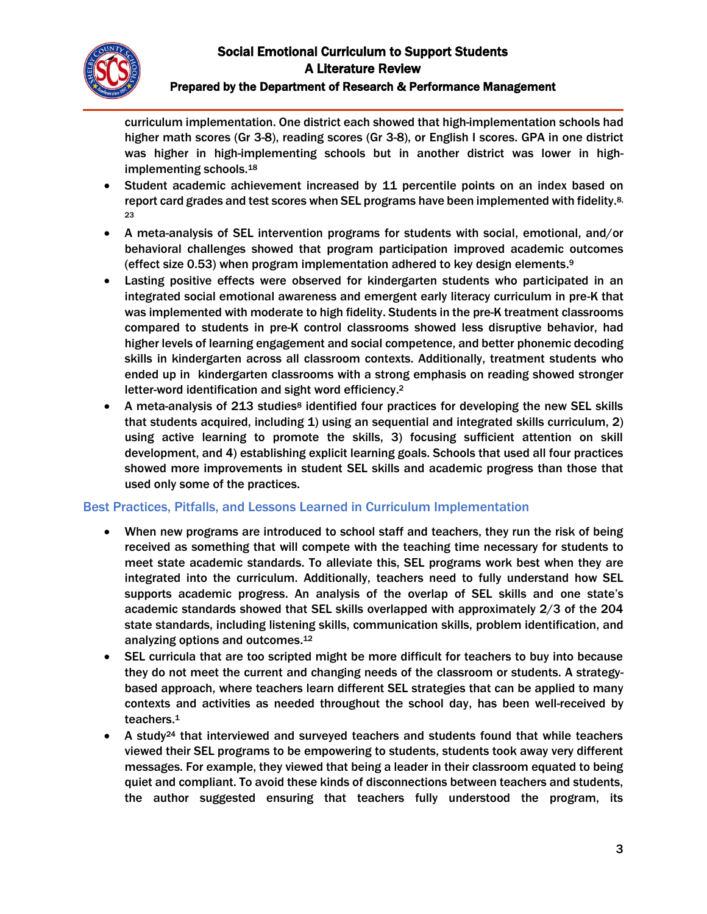curriculum implementation. One district each showed that high-implementation schools had higher math scores (Gr 3-8), reading scores (Gr 3-8), or English I scores. GPA in one district was higher in high-implementing schools but in another district was lower in high-implementing schools.[18]

- Student academic achievement increased by 11 percentile points on an index based on report card grades and test scores when SEL programs have been implemented with fidelity.[8, 23]
- A meta-analysis of SEL intervention programs for students with social, emotional, and/or behavioral challenges showed that program participation improved academic outcomes (effect size 0.53) when program implementation adhered to key design elements.[9]
- Lasting positive effects were observed for kindergarten students who participated in an integrated social emotional awareness and emergent early literacy curriculum in pre-K that was implemented with moderate to high fidelity. Students in the pre-K treatment classrooms compared to students in pre-K control classrooms showed less disruptive behavior, had higher levels of learning engagement and social competence, and better phonemic decoding skills in kindergarten across all classroom contexts. Additionally, treatment students who ended up in kindergarten classrooms with a strong emphasis on reading showed stronger letter-word identification and sight word efficiency.[2]
- A meta-analysis of 213 studies[8] identified four practices for developing the new SEL skills that students acquired, including 1) using an sequential and integrated skills curriculum, 2) using active learning to promote the skills, 3) focusing sufficient attention on skill development, and 4) establishing explicit learning goals. Schools that used all four practices showed more improvements in student SEL skills and academic progress than those that used only some of the practices.

### Best Practices, Pitfalls, and Lessons Learned in Curriculum Implementation

- When new programs are introduced to school staff and teachers, they run the risk of being received as something that will compete with the teaching time necessary for students to meet state academic standards. To alleviate this, SEL programs work best when they are integrated into the curriculum. Additionally, teachers need to fully understand how SEL supports academic progress. An analysis of the overlap of SEL skills and one state's academic standards showed that SEL skills overlapped with approximately 2/3 of the 204 state standards, including listening skills, communication skills, problem identification, and analyzing options and outcomes.[12]
- SEL curricula that are too scripted might be more difficult for teachers to buy into because they do not meet the current and changing needs of the classroom or students. A strategy-based approach, where teachers learn different SEL strategies that can be applied to many contexts and activities as needed throughout the school day, has been well-received by teachers.[1]
- A study[24] that interviewed and surveyed teachers and students found that while teachers viewed their SEL programs to be empowering to students, students took away very different messages. For example, they viewed that being a leader in their classroom equated to being quiet and compliant. To avoid these kinds of disconnections between teachers and students, the author suggested ensuring that teachers fully understood the program, its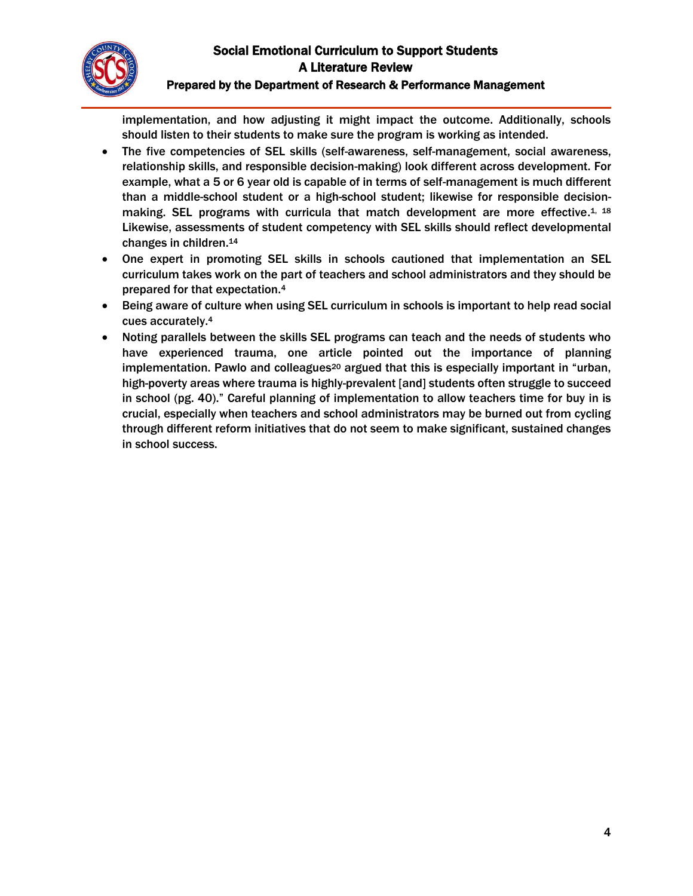implementation, and how adjusting it might impact the outcome. Additionally, schools should listen to their students to make sure the program is working as intended.

- The five competencies of SEL skills (self-awareness, self-management, social awareness, relationship skills, and responsible decision-making) look different across development. For example, what a 5 or 6 year old is capable of in terms of self-management is much different than a middle-school student or a high-school student; likewise for responsible decision-making. SEL programs with curricula that match development are more effective.[1, 18] Likewise, assessments of student competency with SEL skills should reflect developmental changes in children.[14]
- One expert in promoting SEL skills in schools cautioned that implementation an SEL curriculum takes work on the part of teachers and school administrators and they should be prepared for that expectation.[4]
- Being aware of culture when using SEL curriculum in schools is important to help read social cues accurately.[4]
- Noting parallels between the skills SEL programs can teach and the needs of students who have experienced trauma, one article pointed out the importance of planning implementation. Pawlo and colleagues[20] argued that this is especially important in "urban, high-poverty areas where trauma is highly-prevalent [and] students often struggle to succeed in school (pg. 40)." Careful planning of implementation to allow teachers time for buy in is crucial, especially when teachers and school administrators may be burned out from cycling through different reform initiatives that do not seem to make significant, sustained changes in school success.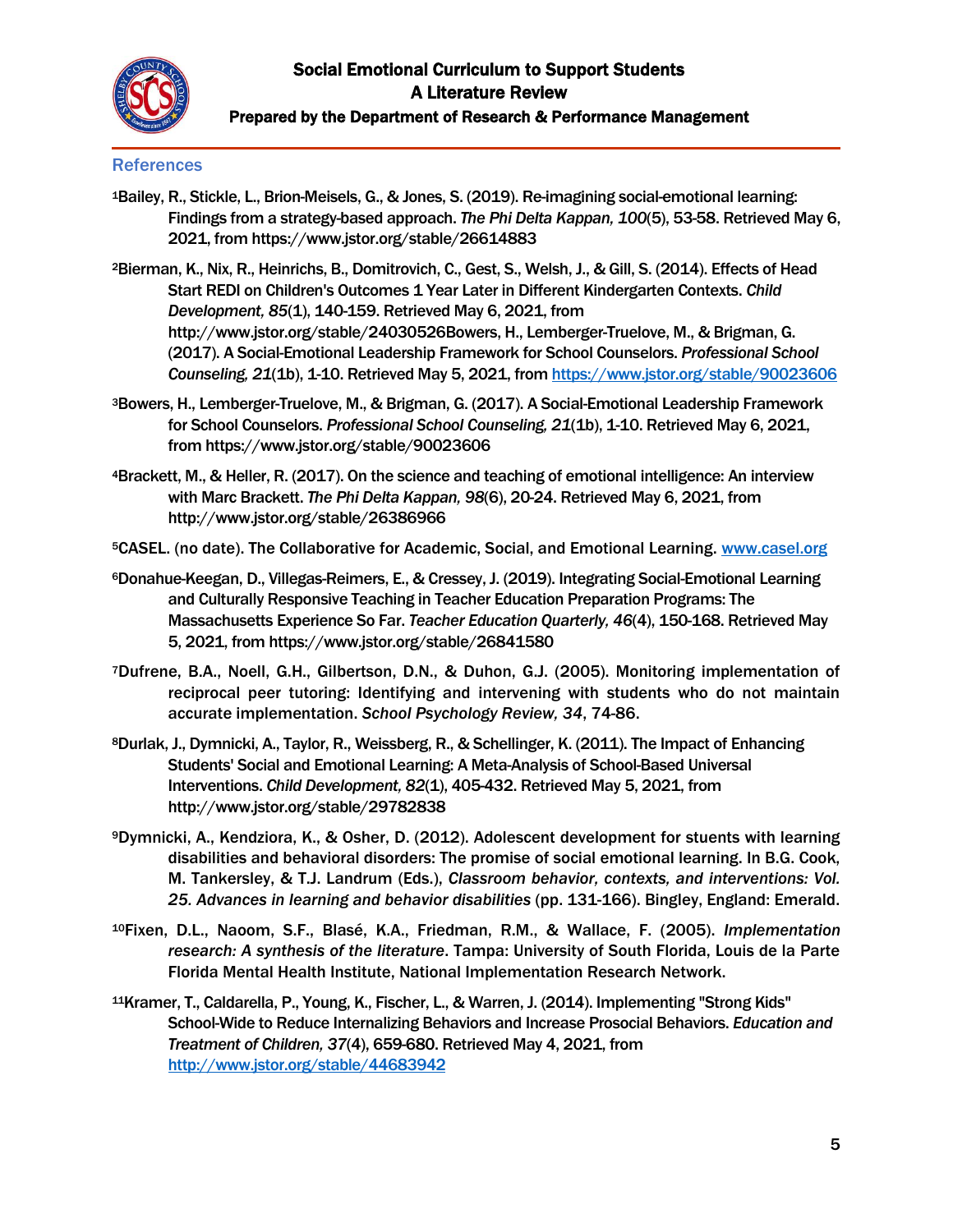## References

[1]Bailey, R., Stickle, L., Brion-Meisels, G., & Jones, S. (2019). Re-imagining social-emotional learning: Findings from a strategy-based approach. *The Phi Delta Kappan, 100*(5), 53-58. Retrieved May 6, 2021, from https://www.jstor.org/stable/26614883

[2]Bierman, K., Nix, R., Heinrichs, B., Domitrovich, C., Gest, S., Welsh, J., & Gill, S. (2014). Effects of Head Start REDI on Children's Outcomes 1 Year Later in Different Kindergarten Contexts. *Child Development, 85*(1), 140-159. Retrieved May 6, 2021, from http://www.jstor.org/stable/24030526Bowers, H., Lemberger-Truelove, M., & Brigman, G. (2017). A Social-Emotional Leadership Framework for School Counselors. *Professional School Counseling, 21*(1b), 1-10. Retrieved May 5, 2021, from https://www.jstor.org/stable/90023606

[3]Bowers, H., Lemberger-Truelove, M., & Brigman, G. (2017). A Social-Emotional Leadership Framework for School Counselors. *Professional School Counseling, 21*(1b), 1-10. Retrieved May 6, 2021, from https://www.jstor.org/stable/90023606

[4]Brackett, M., & Heller, R. (2017). On the science and teaching of emotional intelligence: An interview with Marc Brackett. *The Phi Delta Kappan, 98*(6), 20-24. Retrieved May 6, 2021, from http://www.jstor.org/stable/26386966

[5]CASEL. (no date). The Collaborative for Academic, Social, and Emotional Learning. www.casel.org

[6]Donahue-Keegan, D., Villegas-Reimers, E., & Cressey, J. (2019). Integrating Social-Emotional Learning and Culturally Responsive Teaching in Teacher Education Preparation Programs: The Massachusetts Experience So Far. *Teacher Education Quarterly, 46*(4), 150-168. Retrieved May 5, 2021, from https://www.jstor.org/stable/26841580

[7]Dufrene, B.A., Noell, G.H., Gilbertson, D.N., & Duhon, G.J. (2005). Monitoring implementation of reciprocal peer tutoring: Identifying and intervening with students who do not maintain accurate implementation. *School Psychology Review, 34*, 74-86.

[8]Durlak, J., Dymnicki, A., Taylor, R., Weissberg, R., & Schellinger, K. (2011). The Impact of Enhancing Students' Social and Emotional Learning: A Meta-Analysis of School-Based Universal Interventions. *Child Development, 82*(1), 405-432. Retrieved May 5, 2021, from http://www.jstor.org/stable/29782838

[9]Dymnicki, A., Kendziora, K., & Osher, D. (2012). Adolescent development for stuents with learning disabilities and behavioral disorders: The promise of social emotional learning. In B.G. Cook, M. Tankersley, & T.J. Landrum (Eds.), *Classroom behavior, contexts, and interventions: Vol. 25. Advances in learning and behavior disabilities* (pp. 131-166). Bingley, England: Emerald.

[10]Fixen, D.L., Naoom, S.F., Blasé, K.A., Friedman, R.M., & Wallace, F. (2005). *Implementation research: A synthesis of the literature*. Tampa: University of South Florida, Louis de la Parte Florida Mental Health Institute, National Implementation Research Network.

[11]Kramer, T., Caldarella, P., Young, K., Fischer, L., & Warren, J. (2014). Implementing "Strong Kids" School-Wide to Reduce Internalizing Behaviors and Increase Prosocial Behaviors. *Education and Treatment of Children, 37*(4), 659-680. Retrieved May 4, 2021, from http://www.jstor.org/stable/44683942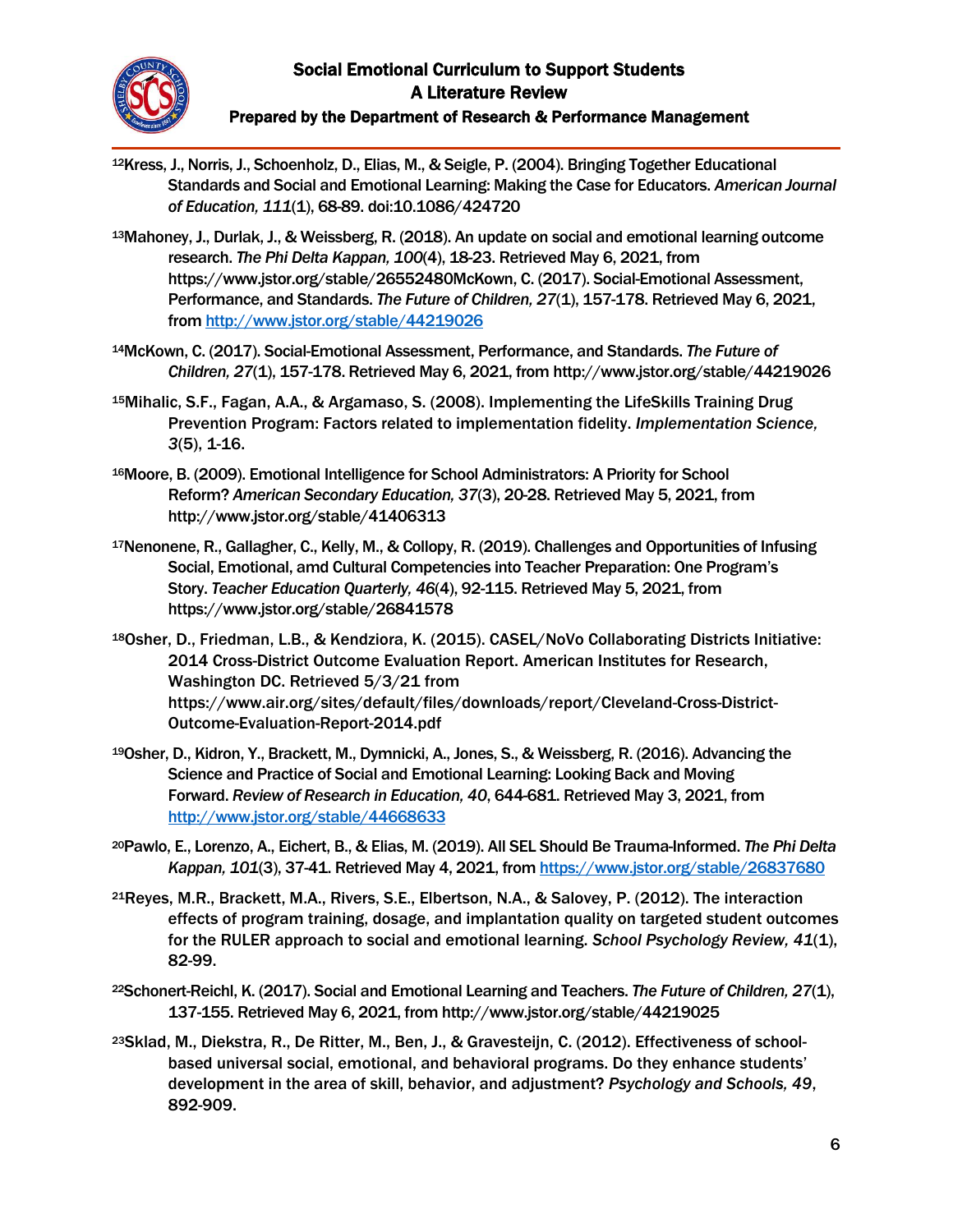[12]Kress, J., Norris, J., Schoenholz, D., Elias, M., & Seigle, P. (2004). Bringing Together Educational Standards and Social and Emotional Learning: Making the Case for Educators. *American Journal of Education, 111*(1), 68-89. doi:10.1086/424720

[13]Mahoney, J., Durlak, J., & Weissberg, R. (2018). An update on social and emotional learning outcome research. *The Phi Delta Kappan, 100*(4), 18-23. Retrieved May 6, 2021, from https://www.jstor.org/stable/26552480McKown, C. (2017). Social-Emotional Assessment, Performance, and Standards. *The Future of Children, 27*(1), 157-178. Retrieved May 6, 2021, from http://www.jstor.org/stable/44219026

[14]McKown, C. (2017). Social-Emotional Assessment, Performance, and Standards. *The Future of Children, 27*(1), 157-178. Retrieved May 6, 2021, from http://www.jstor.org/stable/44219026

[15]Mihalic, S.F., Fagan, A.A., & Argamaso, S. (2008). Implementing the LifeSkills Training Drug Prevention Program: Factors related to implementation fidelity. *Implementation Science, 3*(5), 1-16.

[16]Moore, B. (2009). Emotional Intelligence for School Administrators: A Priority for School Reform? *American Secondary Education, 37*(3), 20-28. Retrieved May 5, 2021, from http://www.jstor.org/stable/41406313

[17]Nenonene, R., Gallagher, C., Kelly, M., & Collopy, R. (2019). Challenges and Opportunities of Infusing Social, Emotional, amd Cultural Competencies into Teacher Preparation: One Program's Story. *Teacher Education Quarterly, 46*(4), 92-115. Retrieved May 5, 2021, from https://www.jstor.org/stable/26841578

[18]Osher, D., Friedman, L.B., & Kendziora, K. (2015). CASEL/NoVo Collaborating Districts Initiative: 2014 Cross-District Outcome Evaluation Report. American Institutes for Research, Washington DC. Retrieved 5/3/21 from https://www.air.org/sites/default/files/downloads/report/Cleveland-Cross-District-Outcome-Evaluation-Report-2014.pdf

[19]Osher, D., Kidron, Y., Brackett, M., Dymnicki, A., Jones, S., & Weissberg, R. (2016). Advancing the Science and Practice of Social and Emotional Learning: Looking Back and Moving Forward. *Review of Research in Education, 40*, 644-681. Retrieved May 3, 2021, from http://www.jstor.org/stable/44668633

[20]Pawlo, E., Lorenzo, A., Eichert, B., & Elias, M. (2019). All SEL Should Be Trauma-Informed. *The Phi Delta Kappan, 101*(3), 37-41. Retrieved May 4, 2021, from https://www.jstor.org/stable/26837680

[21]Reyes, M.R., Brackett, M.A., Rivers, S.E., Elbertson, N.A., & Salovey, P. (2012). The interaction effects of program training, dosage, and implantation quality on targeted student outcomes for the RULER approach to social and emotional learning. *School Psychology Review, 41*(1), 82-99.

[22]Schonert-Reichl, K. (2017). Social and Emotional Learning and Teachers. *The Future of Children, 27*(1), 137-155. Retrieved May 6, 2021, from http://www.jstor.org/stable/44219025

[23]Sklad, M., Diekstra, R., De Ritter, M., Ben, J., & Gravesteijn, C. (2012). Effectiveness of school-based universal social, emotional, and behavioral programs. Do they enhance students' development in the area of skill, behavior, and adjustment? *Psychology and Schools, 49*, 892-909.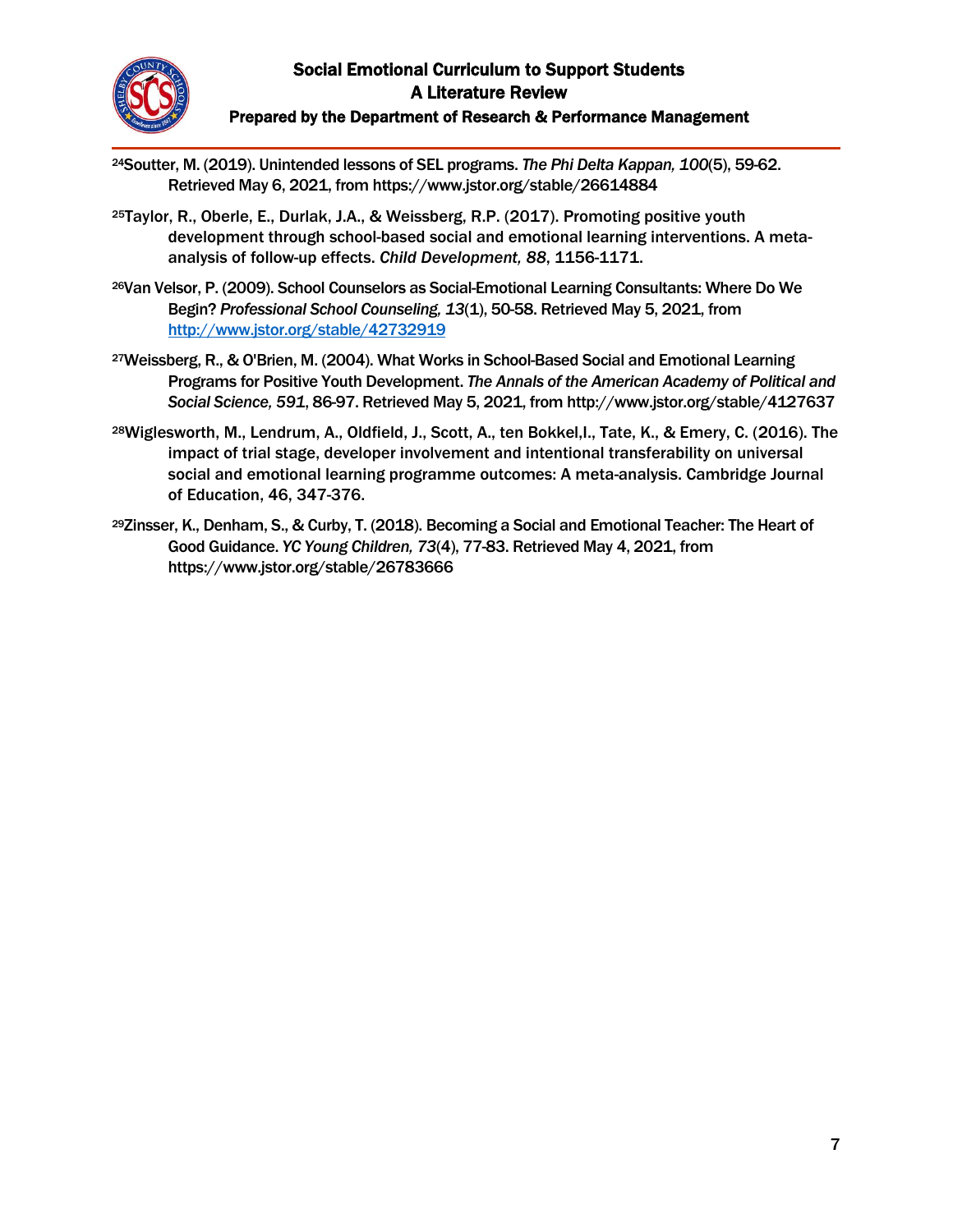[24]Soutter, M. (2019). Unintended lessons of SEL programs. *The Phi Delta Kappan, 100*(5), 59-62. Retrieved May 6, 2021, from https://www.jstor.org/stable/26614884

[25]Taylor, R., Oberle, E., Durlak, J.A., & Weissberg, R.P. (2017). Promoting positive youth development through school-based social and emotional learning interventions. A meta-analysis of follow-up effects. *Child Development, 88*, 1156-1171.

[26]Van Velsor, P. (2009). School Counselors as Social-Emotional Learning Consultants: Where Do We Begin? *Professional School Counseling, 13*(1), 50-58. Retrieved May 5, 2021, from http://www.jstor.org/stable/42732919

[27]Weissberg, R., & O'Brien, M. (2004). What Works in School-Based Social and Emotional Learning Programs for Positive Youth Development. *The Annals of the American Academy of Political and Social Science, 591*, 86-97. Retrieved May 5, 2021, from http://www.jstor.org/stable/4127637

[28]Wiglesworth, M., Lendrum, A., Oldfield, J., Scott, A., ten Bokkel,I., Tate, K., & Emery, C. (2016). The impact of trial stage, developer involvement and intentional transferability on universal social and emotional learning programme outcomes: A meta-analysis. Cambridge Journal of Education, 46, 347-376.

[29]Zinsser, K., Denham, S., & Curby, T. (2018). Becoming a Social and Emotional Teacher: The Heart of Good Guidance. *YC Young Children, 73*(4), 77-83. Retrieved May 4, 2021, from https://www.jstor.org/stable/26783666